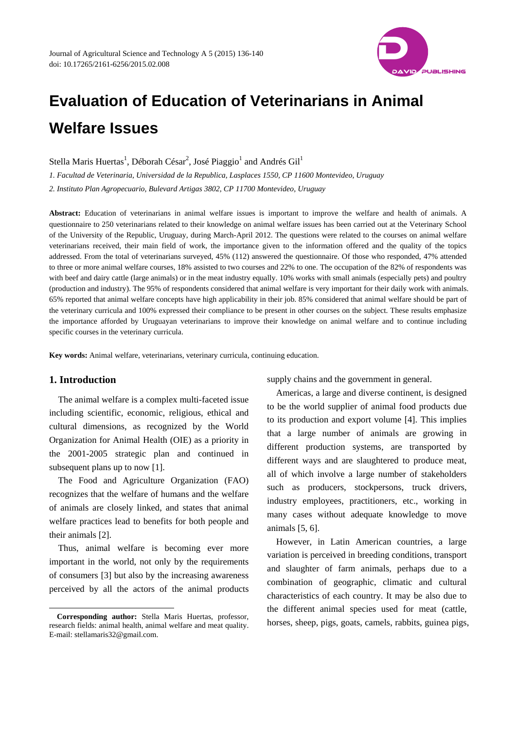# Evaluation of Education of Veterinarians in Animal Welfare Issues

Stella Maris Huertas[1], Déborah César[2], José Piaggio[1] and Andrés Gil[1]

*1. Facultad de Veterinaria, Universidad de la Republica, Lasplaces 1550, CP 11600 Montevideo, Uruguay*

*2. Instituto Plan Agropecuario, Bulevard Artigas 3802, CP 11700 Montevideo, Uruguay*

**Abstract:** Education of veterinarians in animal welfare issues is important to improve the welfare and health of animals. A questionnaire to 250 veterinarians related to their knowledge on animal welfare issues has been carried out at the Veterinary School of the University of the Republic, Uruguay, during March-April 2012. The questions were related to the courses on animal welfare veterinarians received, their main field of work, the importance given to the information offered and the quality of the topics addressed. From the total of veterinarians surveyed, 45% (112) answered the questionnaire. Of those who responded, 47% attended to three or more animal welfare courses, 18% assisted to two courses and 22% to one. The occupation of the 82% of respondents was with beef and dairy cattle (large animals) or in the meat industry equally. 10% works with small animals (especially pets) and poultry (production and industry). The 95% of respondents considered that animal welfare is very important for their daily work with animals. 65% reported that animal welfare concepts have high applicability in their job. 85% considered that animal welfare should be part of the veterinary curricula and 100% expressed their compliance to be present in other courses on the subject. These results emphasize the importance afforded by Uruguayan veterinarians to improve their knowledge on animal welfare and to continue including specific courses in the veterinary curricula.

**Key words:** Animal welfare, veterinarians, veterinary curricula, continuing education.

## 1. Introduction

The animal welfare is a complex multi-faceted issue including scientific, economic, religious, ethical and cultural dimensions, as recognized by the World Organization for Animal Health (OIE) as a priority in the 2001-2005 strategic plan and continued in subsequent plans up to now [1].

The Food and Agriculture Organization (FAO) recognizes that the welfare of humans and the welfare of animals are closely linked, and states that animal welfare practices lead to benefits for both people and their animals [2].

Thus, animal welfare is becoming ever more important in the world, not only by the requirements of consumers [3] but also by the increasing awareness perceived by all the actors of the animal products supply chains and the government in general.

Americas, a large and diverse continent, is designed to be the world supplier of animal food products due to its production and export volume [4]. This implies that a large number of animals are growing in different production systems, are transported by different ways and are slaughtered to produce meat, all of which involve a large number of stakeholders such as producers, stockpersons, truck drivers, industry employees, practitioners, etc., working in many cases without adequate knowledge to move animals [5, 6].

However, in Latin American countries, a large variation is perceived in breeding conditions, transport and slaughter of farm animals, perhaps due to a combination of geographic, climatic and cultural characteristics of each country. It may be also due to the different animal species used for meat (cattle, horses, sheep, pigs, goats, camels, rabbits, guinea pigs,

**Corresponding author:** Stella Maris Huertas, professor, research fields: animal health, animal welfare and meat quality. E-mail: stellamaris32@gmail.com.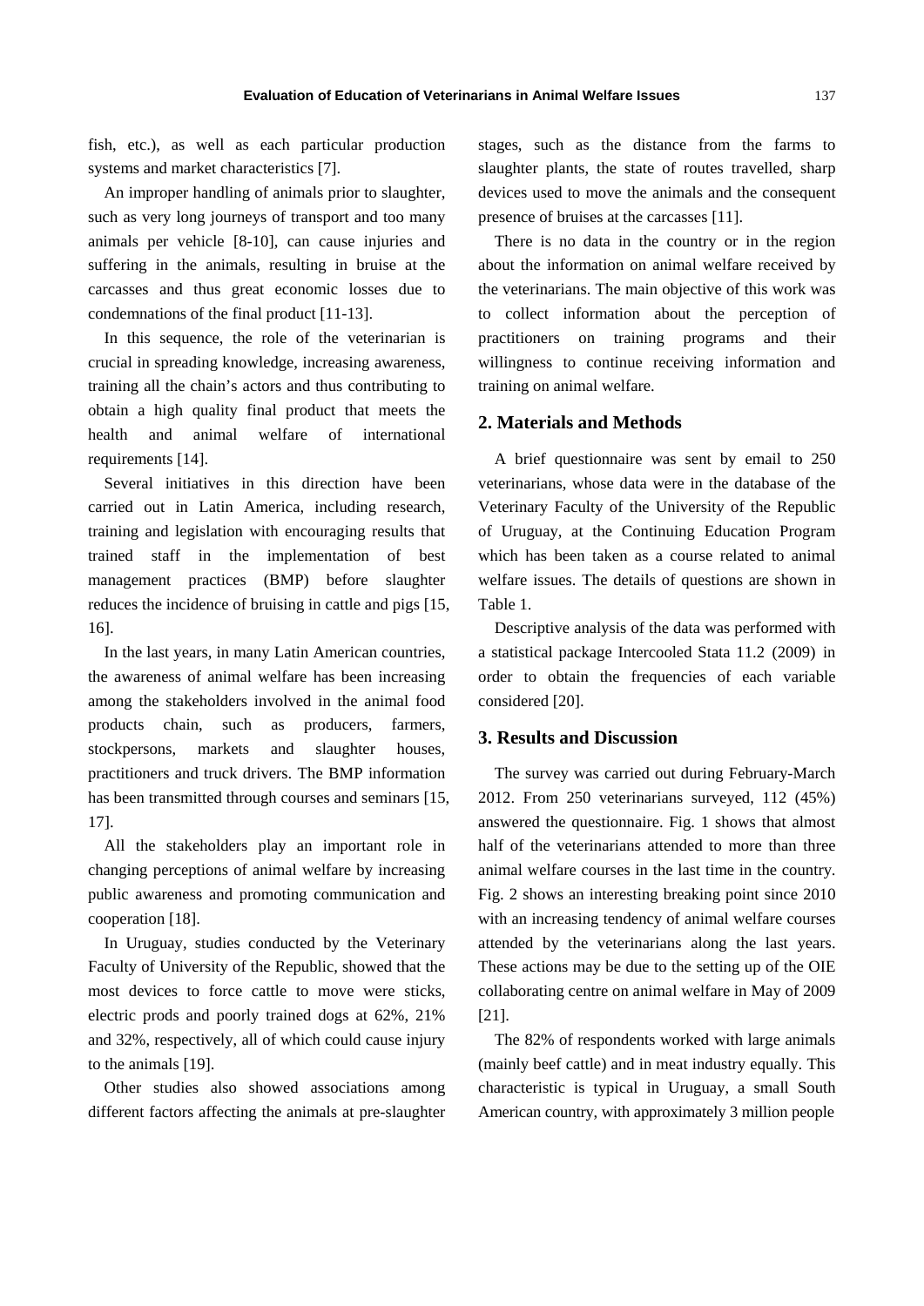fish, etc.), as well as each particular production systems and market characteristics [7].

An improper handling of animals prior to slaughter, such as very long journeys of transport and too many animals per vehicle [8-10], can cause injuries and suffering in the animals, resulting in bruise at the carcasses and thus great economic losses due to condemnations of the final product [11-13].

In this sequence, the role of the veterinarian is crucial in spreading knowledge, increasing awareness, training all the chain's actors and thus contributing to obtain a high quality final product that meets the health and animal welfare of international requirements [14].

Several initiatives in this direction have been carried out in Latin America, including research, training and legislation with encouraging results that trained staff in the implementation of best management practices (BMP) before slaughter reduces the incidence of bruising in cattle and pigs [15, 16].

In the last years, in many Latin American countries, the awareness of animal welfare has been increasing among the stakeholders involved in the animal food products chain, such as producers, farmers, stockpersons, markets and slaughter houses, practitioners and truck drivers. The BMP information has been transmitted through courses and seminars [15, 17].

All the stakeholders play an important role in changing perceptions of animal welfare by increasing public awareness and promoting communication and cooperation [18].

In Uruguay, studies conducted by the Veterinary Faculty of University of the Republic, showed that the most devices to force cattle to move were sticks, electric prods and poorly trained dogs at 62%, 21% and 32%, respectively, all of which could cause injury to the animals [19].

Other studies also showed associations among different factors affecting the animals at pre-slaughter stages, such as the distance from the farms to slaughter plants, the state of routes travelled, sharp devices used to move the animals and the consequent presence of bruises at the carcasses [11].

There is no data in the country or in the region about the information on animal welfare received by the veterinarians. The main objective of this work was to collect information about the perception of practitioners on training programs and their willingness to continue receiving information and training on animal welfare.

## 2. Materials and Methods

A brief questionnaire was sent by email to 250 veterinarians, whose data were in the database of the Veterinary Faculty of the University of the Republic of Uruguay, at the Continuing Education Program which has been taken as a course related to animal welfare issues. The details of questions are shown in Table 1.

Descriptive analysis of the data was performed with a statistical package Intercooled Stata 11.2 (2009) in order to obtain the frequencies of each variable considered [20].

## 3. Results and Discussion

The survey was carried out during February-March 2012. From 250 veterinarians surveyed, 112 (45%) answered the questionnaire. Fig. 1 shows that almost half of the veterinarians attended to more than three animal welfare courses in the last time in the country. Fig. 2 shows an interesting breaking point since 2010 with an increasing tendency of animal welfare courses attended by the veterinarians along the last years. These actions may be due to the setting up of the OIE collaborating centre on animal welfare in May of 2009 [21].

The 82% of respondents worked with large animals (mainly beef cattle) and in meat industry equally. This characteristic is typical in Uruguay, a small South American country, with approximately 3 million people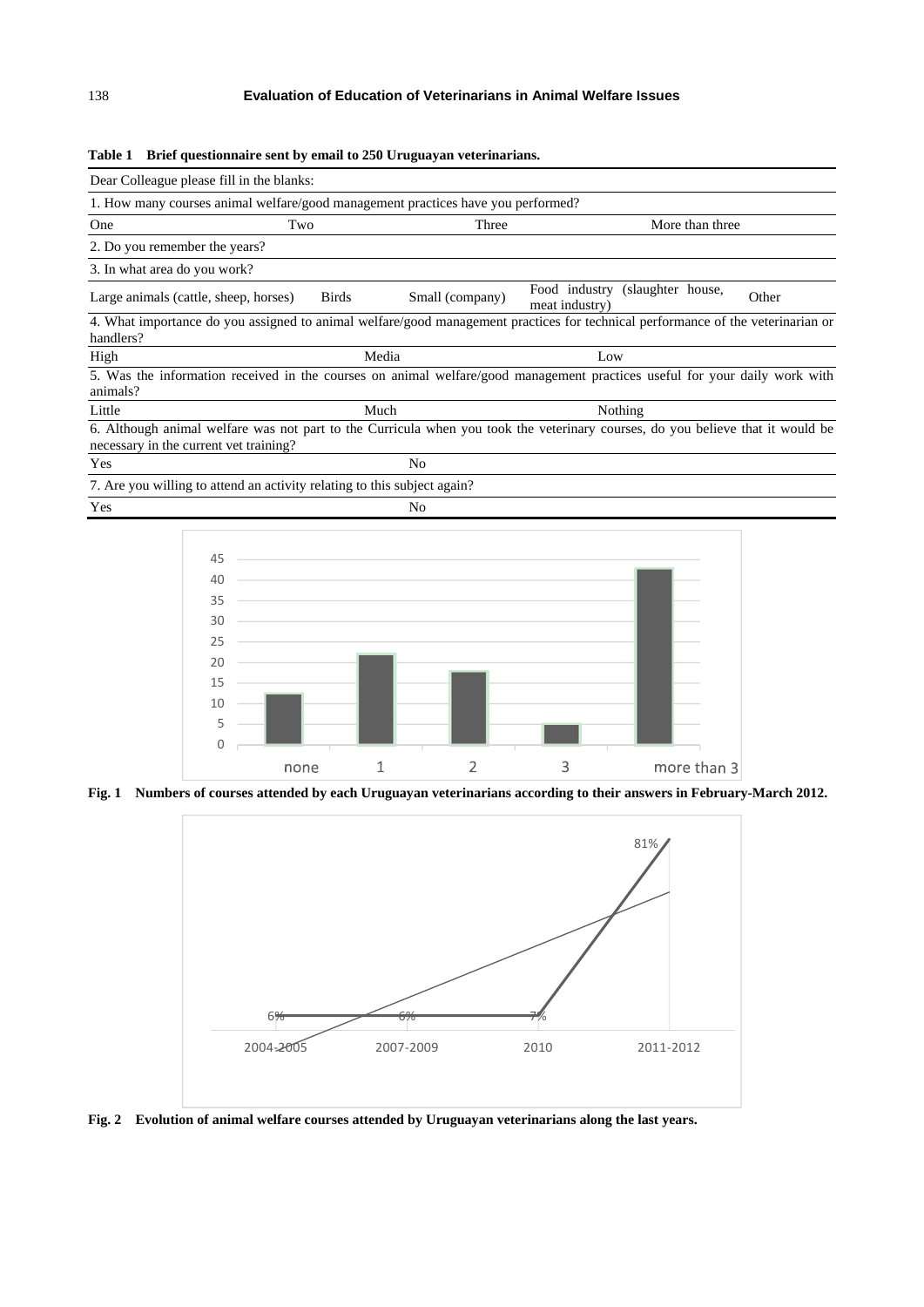**Table 1 Brief questionnaire sent by email to 250 Uruguayan veterinarians.**

| Dear Colleague please fill in the blanks: | | | | |
|---|---|---|---|---|
| 1. How many courses animal welfare/good management practices have you performed? | | | | |
| One | Two | Three | More than three | |
| 2. Do you remember the years? | | | | |
| 3. In what area do you work? | | | | |
| Large animals (cattle, sheep, horses) | Birds | Small (company) | Food industry (slaughter house, meat industry) | Other |
| 4. What importance do you assigned to animal welfare/good management practices for technical performance of the veterinarian or handlers? | | | | |
| High | Media | Low | | |
| 5. Was the information received in the courses on animal welfare/good management practices useful for your daily work with animals? | | | | |
| Little | Much | Nothing | | |
| 6. Although animal welfare was not part to the Curricula when you took the veterinary courses, do you believe that it would be necessary in the current vet training? | | | | |
| Yes | No | | | |
| 7. Are you willing to attend an activity relating to this subject again? | | | | |
| Yes | No | | | |

**Fig. 1 Numbers of courses attended by each Uruguayan veterinarians according to their answers in February-March 2012.**

**Fig. 2 Evolution of animal welfare courses attended by Uruguayan veterinarians along the last years.**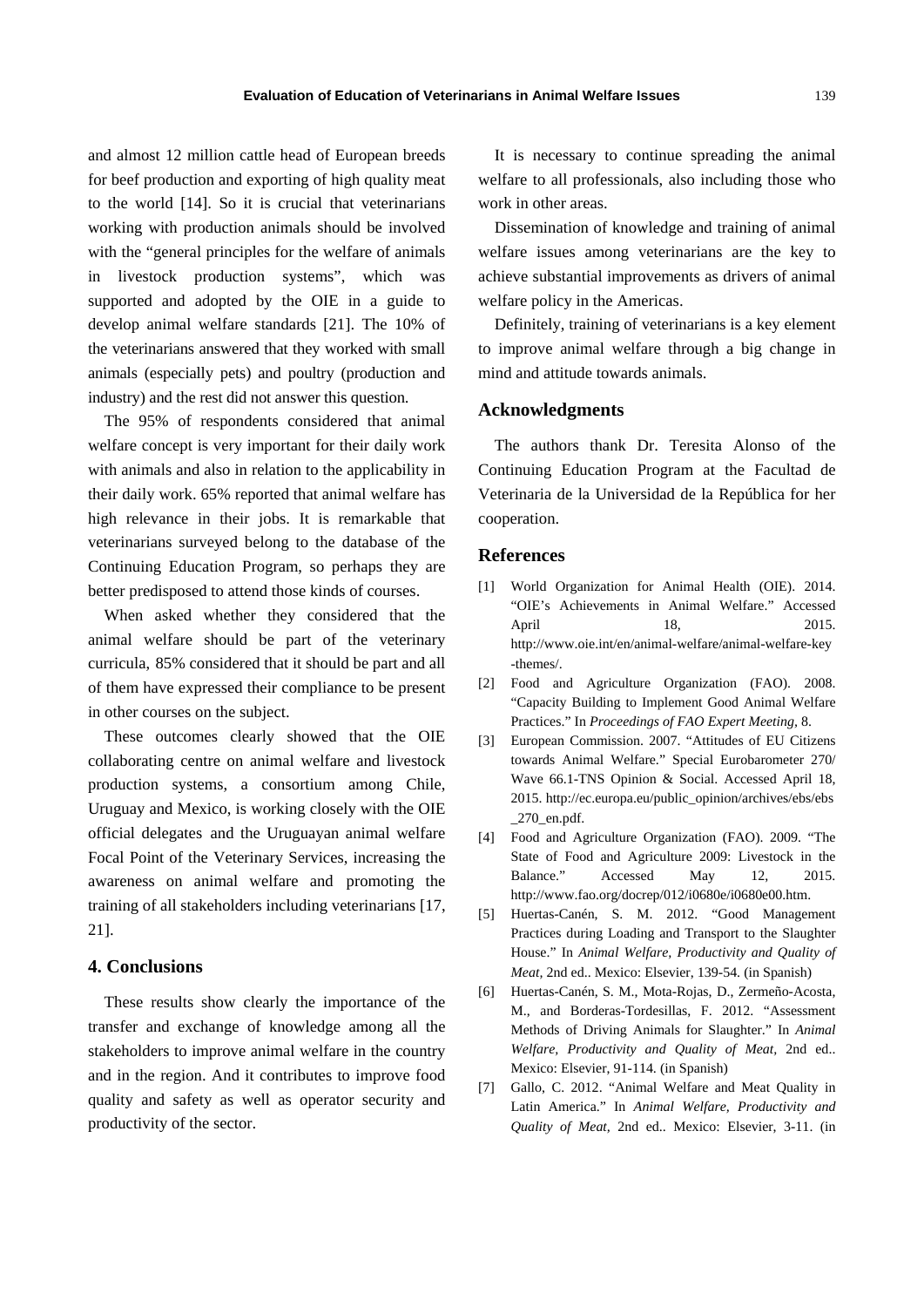and almost 12 million cattle head of European breeds for beef production and exporting of high quality meat to the world [14]. So it is crucial that veterinarians working with production animals should be involved with the "general principles for the welfare of animals in livestock production systems", which was supported and adopted by the OIE in a guide to develop animal welfare standards [21]. The 10% of the veterinarians answered that they worked with small animals (especially pets) and poultry (production and industry) and the rest did not answer this question.

The 95% of respondents considered that animal welfare concept is very important for their daily work with animals and also in relation to the applicability in their daily work. 65% reported that animal welfare has high relevance in their jobs. It is remarkable that veterinarians surveyed belong to the database of the Continuing Education Program, so perhaps they are better predisposed to attend those kinds of courses.

When asked whether they considered that the animal welfare should be part of the veterinary curricula, 85% considered that it should be part and all of them have expressed their compliance to be present in other courses on the subject.

These outcomes clearly showed that the OIE collaborating centre on animal welfare and livestock production systems, a consortium among Chile, Uruguay and Mexico, is working closely with the OIE official delegates and the Uruguayan animal welfare Focal Point of the Veterinary Services, increasing the awareness on animal welfare and promoting the training of all stakeholders including veterinarians [17, 21].

## 4. Conclusions

These results show clearly the importance of the transfer and exchange of knowledge among all the stakeholders to improve animal welfare in the country and in the region. And it contributes to improve food quality and safety as well as operator security and productivity of the sector.

It is necessary to continue spreading the animal welfare to all professionals, also including those who work in other areas.

Dissemination of knowledge and training of animal welfare issues among veterinarians are the key to achieve substantial improvements as drivers of animal welfare policy in the Americas.

Definitely, training of veterinarians is a key element to improve animal welfare through a big change in mind and attitude towards animals.

## Acknowledgments

The authors thank Dr. Teresita Alonso of the Continuing Education Program at the Facultad de Veterinaria de la Universidad de la República for her cooperation.

## References

[1] World Organization for Animal Health (OIE). 2014. "OIE's Achievements in Animal Welfare." Accessed April 18, 2015. http://www.oie.int/en/animal-welfare/animal-welfare-key-themes/.

[2] Food and Agriculture Organization (FAO). 2008. "Capacity Building to Implement Good Animal Welfare Practices." In *Proceedings of FAO Expert Meeting*, 8.

[3] European Commission. 2007. "Attitudes of EU Citizens towards Animal Welfare." Special Eurobarometer 270/ Wave 66.1-TNS Opinion & Social. Accessed April 18, 2015. http://ec.europa.eu/public_opinion/archives/ebs/ebs_270_en.pdf.

[4] Food and Agriculture Organization (FAO). 2009. "The State of Food and Agriculture 2009: Livestock in the Balance." Accessed May 12, 2015. http://www.fao.org/docrep/012/i0680e/i0680e00.htm.

[5] Huertas-Canén, S. M. 2012. "Good Management Practices during Loading and Transport to the Slaughter House." In *Animal Welfare, Productivity and Quality of Meat,* 2nd ed.. Mexico: Elsevier, 139-54. (in Spanish)

[6] Huertas-Canén, S. M., Mota-Rojas, D., Zermeño-Acosta, M., and Borderas-Tordesillas, F. 2012. "Assessment Methods of Driving Animals for Slaughter." In *Animal Welfare, Productivity and Quality of Meat*, 2nd ed.. Mexico: Elsevier, 91-114. (in Spanish)

[7] Gallo, C. 2012. "Animal Welfare and Meat Quality in Latin America." In *Animal Welfare, Productivity and Quality of Meat,* 2nd ed.. Mexico: Elsevier, 3-11. (in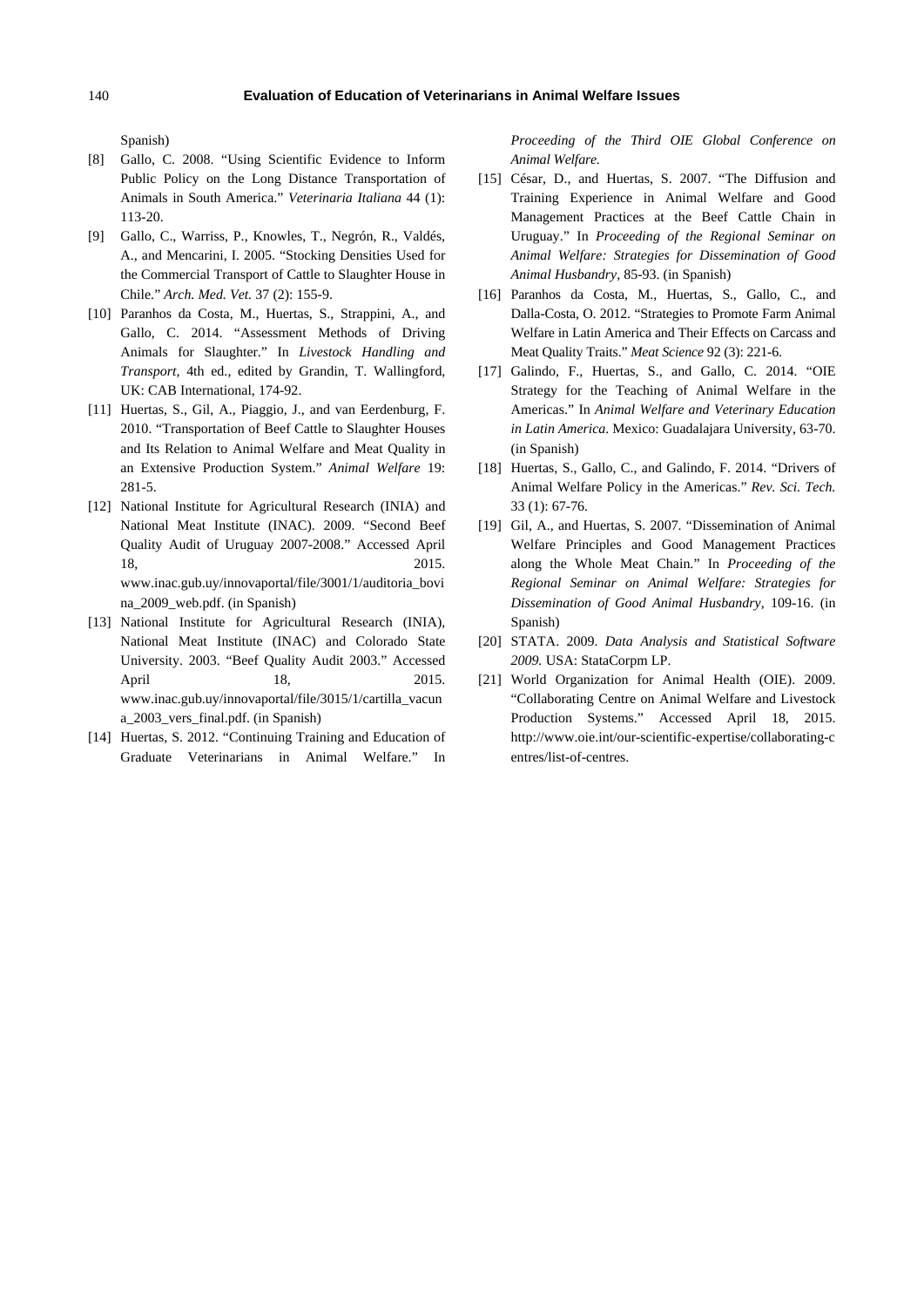Spanish)

- [8] Gallo, C. 2008. "Using Scientific Evidence to Inform Public Policy on the Long Distance Transportation of Animals in South America." *Veterinaria Italiana* 44 (1): 113-20.
- [9] Gallo, C., Warriss, P., Knowles, T., Negrón, R., Valdés, A., and Mencarini, I. 2005. "Stocking Densities Used for the Commercial Transport of Cattle to Slaughter House in Chile." *Arch. Med. Vet.* 37 (2): 155-9.
- [10] Paranhos da Costa, M., Huertas, S., Strappini, A., and Gallo, C. 2014. "Assessment Methods of Driving Animals for Slaughter." In *Livestock Handling and Transport,* 4th ed., edited by Grandin, T. Wallingford, UK: CAB International, 174-92.
- [11] Huertas, S., Gil, A., Piaggio, J., and van Eerdenburg, F. 2010. "Transportation of Beef Cattle to Slaughter Houses and Its Relation to Animal Welfare and Meat Quality in an Extensive Production System." *Animal Welfare* 19: 281-5.
- [12] National Institute for Agricultural Research (INIA) and National Meat Institute (INAC). 2009. "Second Beef Quality Audit of Uruguay 2007-2008." Accessed April 18, 2015. www.inac.gub.uy/innovaportal/file/3001/1/auditoria_bovina_2009_web.pdf. (in Spanish)
- [13] National Institute for Agricultural Research (INIA), National Meat Institute (INAC) and Colorado State University. 2003. "Beef Quality Audit 2003." Accessed April 18, 2015. www.inac.gub.uy/innovaportal/file/3015/1/cartilla_vacuna_2003_vers_final.pdf. (in Spanish)
- [14] Huertas, S. 2012. "Continuing Training and Education of Graduate Veterinarians in Animal Welfare." In *Proceeding of the Third OIE Global Conference on Animal Welfare.*
- [15] César, D., and Huertas, S. 2007. "The Diffusion and Training Experience in Animal Welfare and Good Management Practices at the Beef Cattle Chain in Uruguay." In *Proceeding of the Regional Seminar on Animal Welfare: Strategies for Dissemination of Good Animal Husbandry*, 85-93. (in Spanish)
- [16] Paranhos da Costa, M., Huertas, S., Gallo, C., and Dalla-Costa, O. 2012. "Strategies to Promote Farm Animal Welfare in Latin America and Their Effects on Carcass and Meat Quality Traits." *Meat Science* 92 (3): 221-6.
- [17] Galindo, F., Huertas, S., and Gallo, C. 2014. "OIE Strategy for the Teaching of Animal Welfare in the Americas." In *Animal Welfare and Veterinary Education in Latin America*. Mexico: Guadalajara University, 63-70. (in Spanish)
- [18] Huertas, S., Gallo, C., and Galindo, F. 2014. "Drivers of Animal Welfare Policy in the Americas." *Rev. Sci. Tech.* 33 (1): 67-76.
- [19] Gil, A., and Huertas, S. 2007. "Dissemination of Animal Welfare Principles and Good Management Practices along the Whole Meat Chain." In *Proceeding of the Regional Seminar on Animal Welfare: Strategies for Dissemination of Good Animal Husbandry*, 109-16. (in Spanish)
- [20] STATA. 2009. *Data Analysis and Statistical Software 2009.* USA: StataCorpm LP.
- [21] World Organization for Animal Health (OIE). 2009. "Collaborating Centre on Animal Welfare and Livestock Production Systems." Accessed April 18, 2015. http://www.oie.int/our-scientific-expertise/collaborating-centres/list-of-centres.